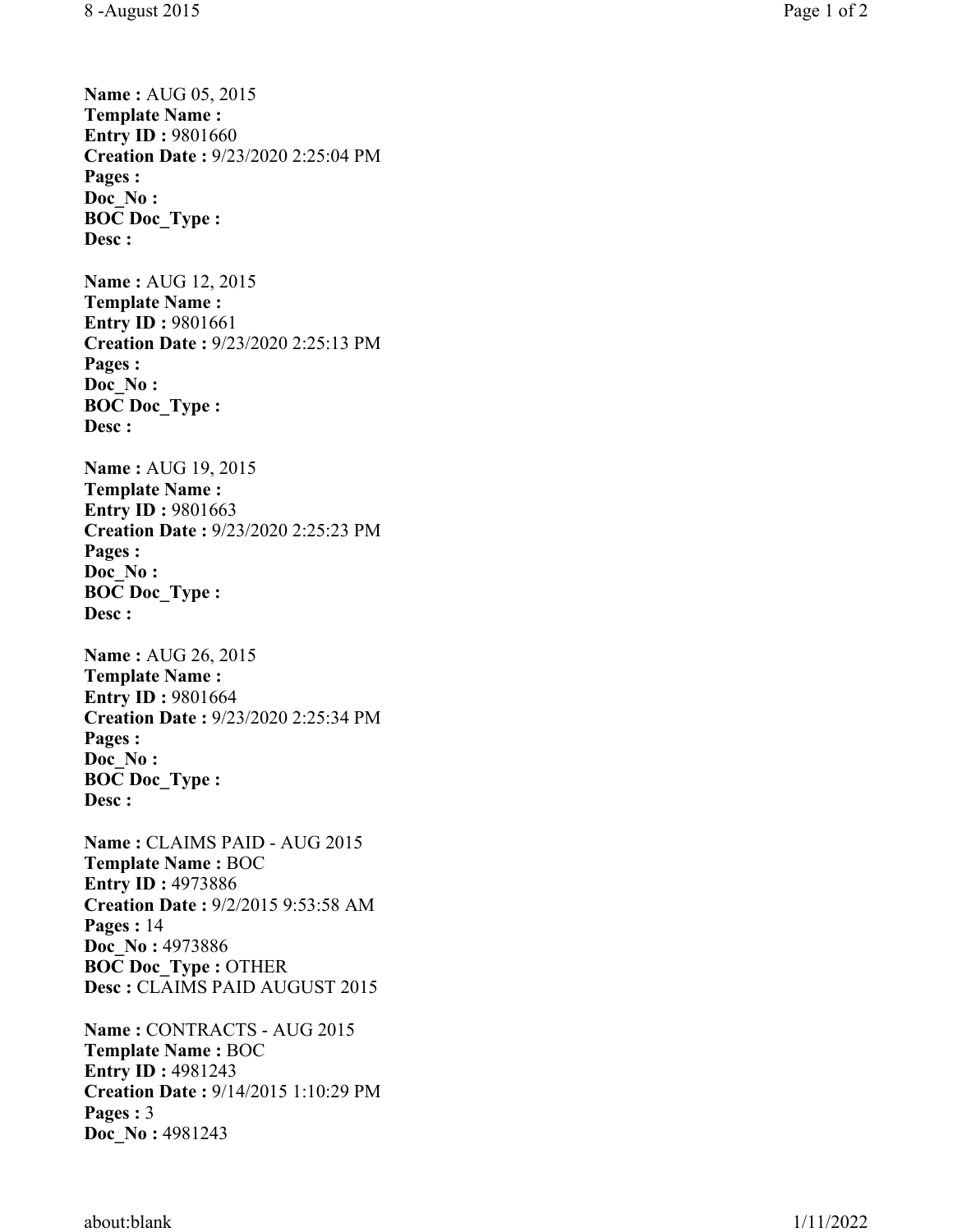**Name :** AUG 05, 2015
**Template Name :**
**Entry ID :** 9801660
**Creation Date :** 9/23/2020 2:25:04 PM
**Pages :**
**Doc_No :**
**BOC Doc_Type :**
**Desc :**

**Name :** AUG 12, 2015
**Template Name :**
**Entry ID :** 9801661
**Creation Date :** 9/23/2020 2:25:13 PM
**Pages :**
**Doc_No :**
**BOC Doc_Type :**
**Desc :**

**Name :** AUG 19, 2015
**Template Name :**
**Entry ID :** 9801663
**Creation Date :** 9/23/2020 2:25:23 PM
**Pages :**
**Doc_No :**
**BOC Doc_Type :**
**Desc :**

**Name :** AUG 26, 2015
**Template Name :**
**Entry ID :** 9801664
**Creation Date :** 9/23/2020 2:25:34 PM
**Pages :**
**Doc_No :**
**BOC Doc_Type :**
**Desc :**

**Name :** CLAIMS PAID - AUG 2015
**Template Name :** BOC
**Entry ID :** 4973886
**Creation Date :** 9/2/2015 9:53:58 AM
**Pages :** 14
**Doc_No :** 4973886
**BOC Doc_Type :** OTHER
**Desc :** CLAIMS PAID AUGUST 2015

**Name :** CONTRACTS - AUG 2015
**Template Name :** BOC
**Entry ID :** 4981243
**Creation Date :** 9/14/2015 1:10:29 PM
**Pages :** 3
**Doc_No :** 4981243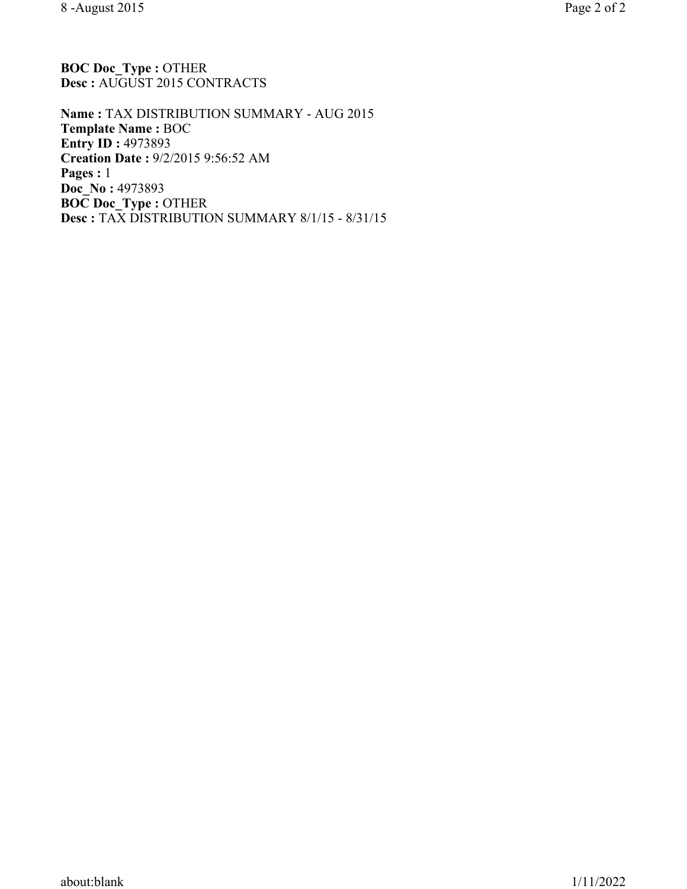**BOC Doc_Type :** OTHER
**Desc :** AUGUST 2015 CONTRACTS

**Name :** TAX DISTRIBUTION SUMMARY - AUG 2015
**Template Name :** BOC
**Entry ID :** 4973893
**Creation Date :** 9/2/2015 9:56:52 AM
**Pages :** 1
**Doc_No :** 4973893
**BOC Doc_Type :** OTHER
**Desc :** TAX DISTRIBUTION SUMMARY 8/1/15 - 8/31/15